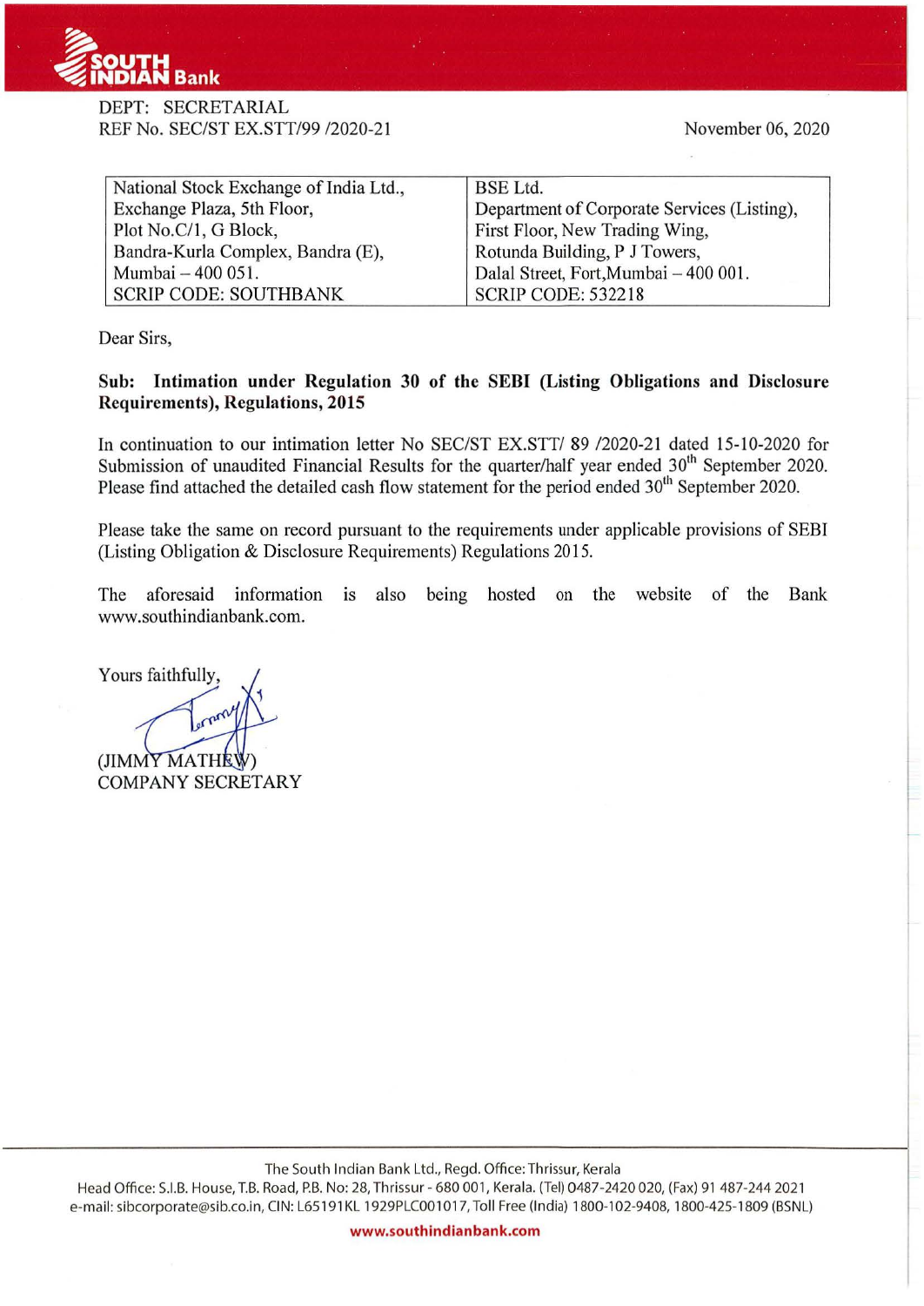DEPT: SECRETARIAL
REF No. SEC/ST EX.STT/99 /2020-21

November 06, 2020

| National Stock Exchange of India Ltd., | BSE Ltd. |
|---|---|
| Exchange Plaza, 5th Floor, | Department of Corporate Services (Listing), |
| Plot No.C/1, G Block, | First Floor, New Trading Wing, |
| Bandra-Kurla Complex, Bandra (E), | Rotunda Building, P J Towers, |
| Mumbai – 400 051. | Dalal Street, Fort,Mumbai – 400 001. |
| SCRIP CODE: SOUTHBANK | SCRIP CODE: 532218 |

Dear Sirs,

**Sub: Intimation under Regulation 30 of the SEBI (Listing Obligations and Disclosure Requirements), Regulations, 2015**

In continuation to our intimation letter No SEC/ST EX.STT/ 89 /2020-21 dated 15-10-2020 for Submission of unaudited Financial Results for the quarter/half year ended 30th September 2020. Please find attached the detailed cash flow statement for the period ended 30th September 2020.

Please take the same on record pursuant to the requirements under applicable provisions of SEBI (Listing Obligation & Disclosure Requirements) Regulations 2015.

The aforesaid information is also being hosted on the website of the Bank www.southindianbank.com.

Yours faithfully,

(JIMMY MATHEW)
COMPANY SECRETARY

The South Indian Bank Ltd., Regd. Office: Thrissur, Kerala
Head Office: S.I.B. House, T.B. Road, P.B. No: 28, Thrissur - 680 001, Kerala. (Tel) 0487-2420 020, (Fax) 91 487-244 2021
e-mail: sibcorporate@sib.co.in, CIN: L65191KL 1929PLC001017, Toll Free (India) 1800-102-9408, 1800-425-1809 (BSNL)
www.southindianbank.com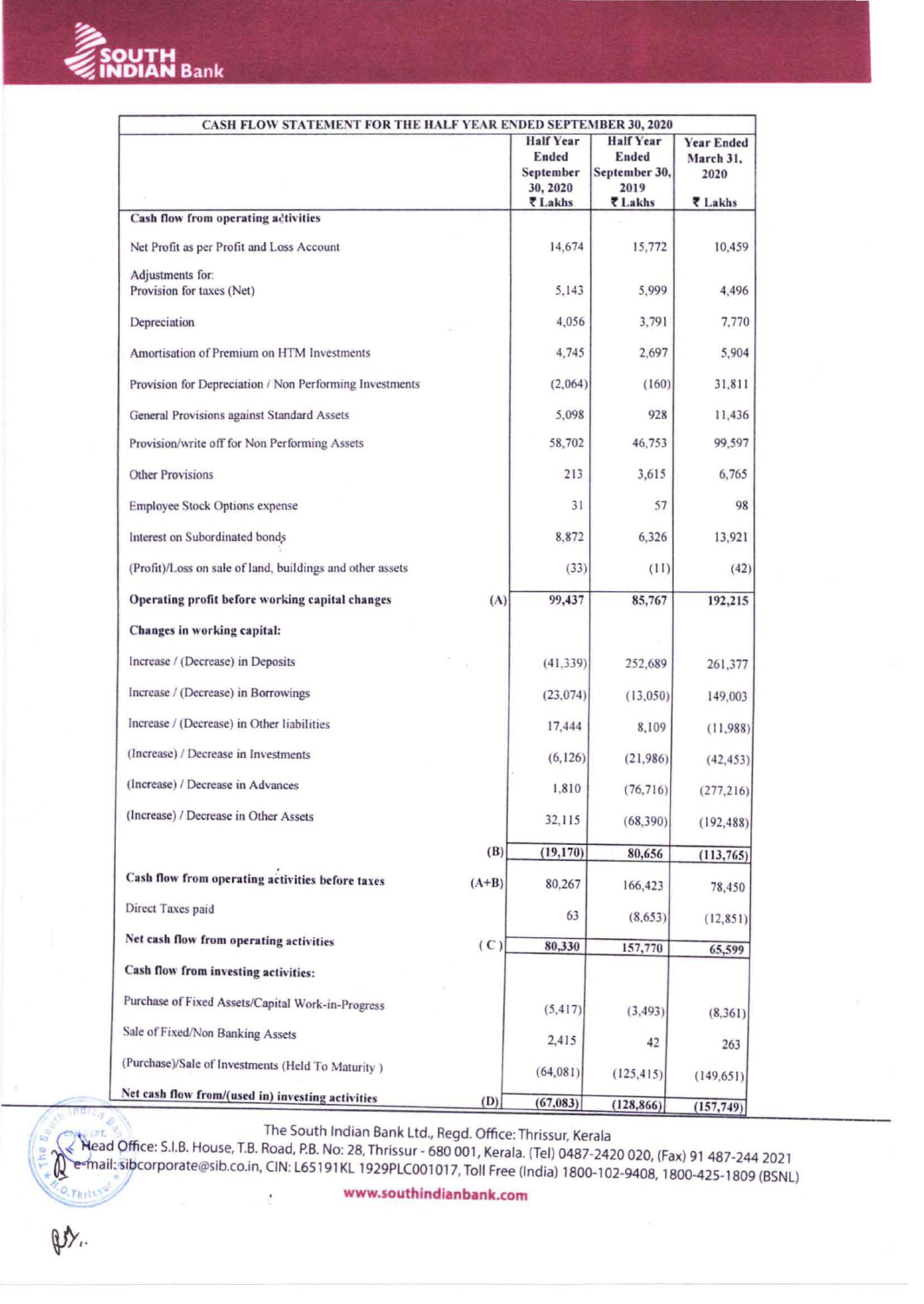| CASH FLOW STATEMENT FOR THE HALF YEAR ENDED SEPTEMBER 30, 2020 | | Half Year Ended September 30, 2020 ₹ Lakhs | Half Year Ended September 30, 2019 ₹ Lakhs | Year Ended March 31, 2020 ₹ Lakhs |
|---|---|---|---|---|
| **Cash flow from operating activities** | | | | |
| Net Profit as per Profit and Loss Account | | 14,674 | 15,772 | 10,459 |
| Adjustments for: Provision for taxes (Net) | | 5,143 | 5,999 | 4,496 |
| Depreciation | | 4,056 | 3,791 | 7,770 |
| Amortisation of Premium on HTM Investments | | 4,745 | 2,697 | 5,904 |
| Provision for Depreciation / Non Performing Investments | | (2,064) | (160) | 31,811 |
| General Provisions against Standard Assets | | 5,098 | 928 | 11,436 |
| Provision/write off for Non Performing Assets | | 58,702 | 46,753 | 99,597 |
| Other Provisions | | 213 | 3,615 | 6,765 |
| Employee Stock Options expense | | 31 | 57 | 98 |
| Interest on Subordinated bonds | | 8,872 | 6,326 | 13,921 |
| (Profit)/Loss on sale of land, buildings and other assets | | (33) | (11) | (42) |
| **Operating profit before working capital changes** | (A) | 99,437 | 85,767 | 192,215 |
| **Changes in working capital:** | | | | |
| Increase / (Decrease) in Deposits | | (41,339) | 252,689 | 261,377 |
| Increase / (Decrease) in Borrowings | | (23,074) | (13,050) | 149,003 |
| Increase / (Decrease) in Other liabilities | | 17,444 | 8,109 | (11,988) |
| (Increase) / Decrease in Investments | | (6,126) | (21,986) | (42,453) |
| (Increase) / Decrease in Advances | | 1,810 | (76,716) | (277,216) |
| (Increase) / Decrease in Other Assets | | 32,115 | (68,390) | (192,488) |
| | (B) | (19,170) | 80,656 | (113,765) |
| **Cash flow from operating activities before taxes** | (A+B) | 80,267 | 166,423 | 78,450 |
| Direct Taxes paid | | 63 | (8,653) | (12,851) |
| **Net cash flow from operating activities** | (C) | 80,330 | 157,770 | 65,599 |
| **Cash flow from investing activities:** | | | | |
| Purchase of Fixed Assets/Capital Work-in-Progress | | (5,417) | (3,493) | (8,361) |
| Sale of Fixed/Non Banking Assets | | 2,415 | 42 | 263 |
| (Purchase)/Sale of Investments (Held To Maturity) | | (64,081) | (125,415) | (149,651) |
| **Net cash flow from/(used in) investing activities** | (D) | (67,083) | (128,866) | (157,749) |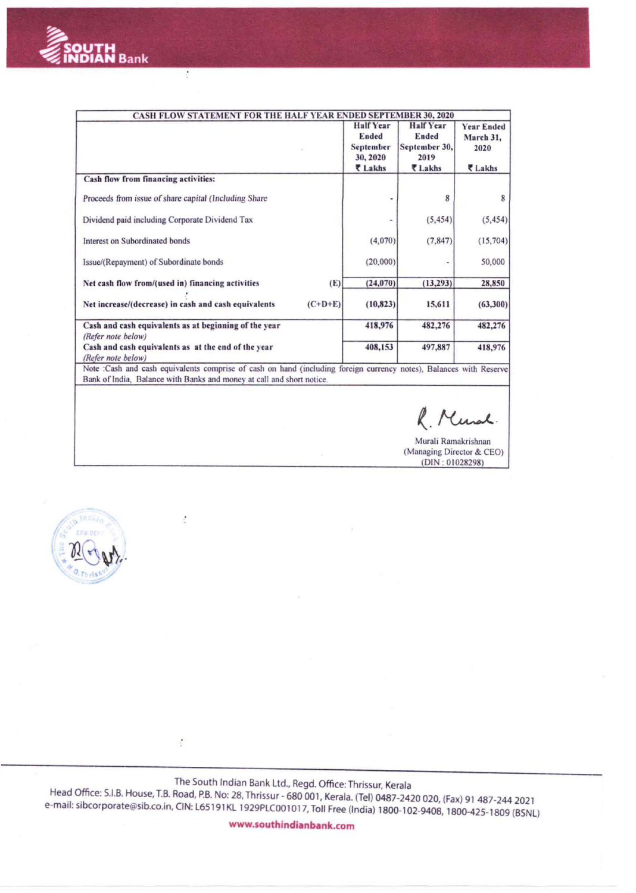| CASH FLOW STATEMENT FOR THE HALF YEAR ENDED SEPTEMBER 30, 2020 | | Half Year Ended September 30, 2020 ₹ Lakhs | Half Year Ended September 30, 2019 ₹ Lakhs | Year Ended March 31, 2020 ₹ Lakhs |
|---|---|---|---|---|
| **Cash flow from financing activities:** | | | | |
| Proceeds from issue of share capital (Including Share | | - | 8 | 8 |
| Dividend paid including Corporate Dividend Tax | | - | (5,454) | (5,454) |
| Interest on Subordinated bonds | | (4,070) | (7,847) | (15,704) |
| Issue/(Repayment) of Subordinate bonds | | (20,000) | - | 50,000 |
| **Net cash flow from/(used in) financing activities** | **(E)** | **(24,070)** | **(13,293)** | **28,850** |
| **Net increase/(decrease) in cash and cash equivalents** | **(C+D+E)** | **(10,823)** | **15,611** | **(63,300)** |
| **Cash and cash equivalents as at beginning of the year** *(Refer note below)* | | **418,976** | **482,276** | **482,276** |
| **Cash and cash equivalents as at the end of the year** *(Refer note below)* | | **408,153** | **497,887** | **418,976** |

Note :Cash and cash equivalents comprise of cash on hand (including foreign currency notes), Balances with Reserve Bank of India, Balance with Banks and money at call and short notice.

R. Murali

Murali Ramakrishnan
(Managing Director & CEO)
(DIN : 01028298)

The South Indian Bank Ltd., Regd. Office: Thrissur, Kerala
Head Office: S.I.B. House, T.B. Road, P.B. No: 28, Thrissur - 680 001, Kerala. (Tel) 0487-2420 020, (Fax) 91 487-244 2021
e-mail: sibcorporate@sib.co.in, CIN: L65191KL 1929PLC001017, Toll Free (India) 1800-102-9408, 1800-425-1809 (BSNL)
www.southindianbank.com